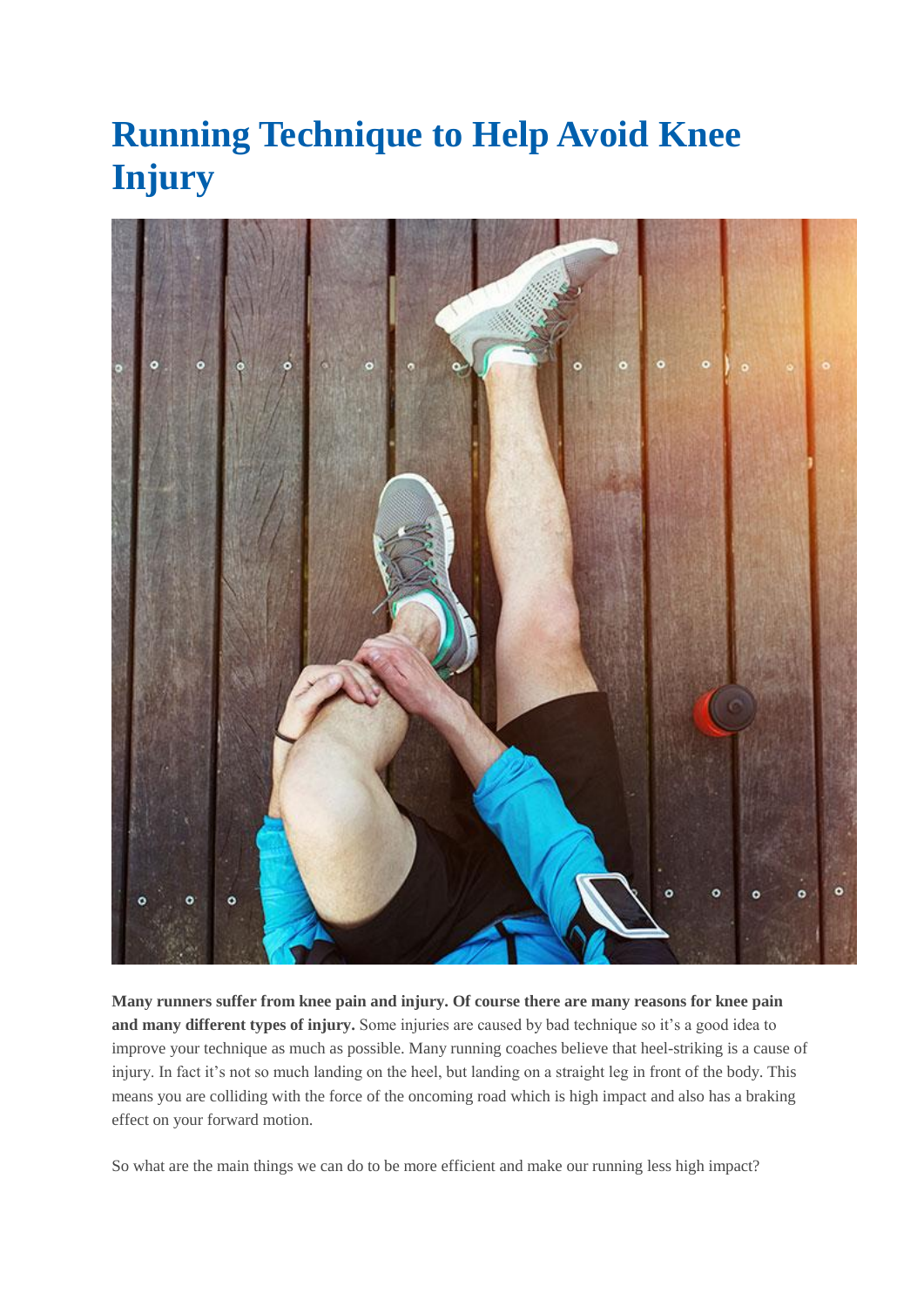# Running Technique to Help Avoid Knee Injury

**Many runners suffer from knee pain and injury. Of course there are many reasons for knee pain and many different types of injury.** Some injuries are caused by bad technique so it's a good idea to improve your technique as much as possible. Many running coaches believe that heel-striking is a cause of injury. In fact it's not so much landing on the heel, but landing on a straight leg in front of the body. This means you are colliding with the force of the oncoming road which is high impact and also has a braking effect on your forward motion.

So what are the main things we can do to be more efficient and make our running less high impact?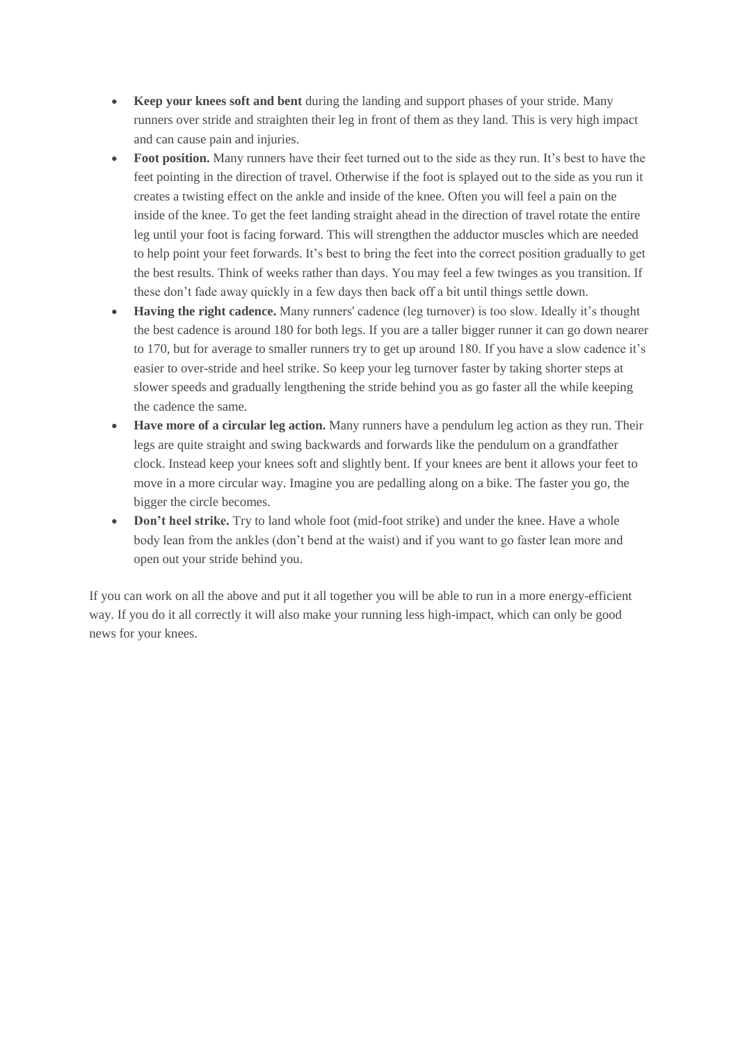- **Keep your knees soft and bent** during the landing and support phases of your stride. Many runners over stride and straighten their leg in front of them as they land. This is very high impact and can cause pain and injuries.
- **Foot position.** Many runners have their feet turned out to the side as they run. It's best to have the feet pointing in the direction of travel. Otherwise if the foot is splayed out to the side as you run it creates a twisting effect on the ankle and inside of the knee. Often you will feel a pain on the inside of the knee. To get the feet landing straight ahead in the direction of travel rotate the entire leg until your foot is facing forward. This will strengthen the adductor muscles which are needed to help point your feet forwards. It's best to bring the feet into the correct position gradually to get the best results. Think of weeks rather than days. You may feel a few twinges as you transition. If these don't fade away quickly in a few days then back off a bit until things settle down.
- **Having the right cadence.** Many runners' cadence (leg turnover) is too slow. Ideally it's thought the best cadence is around 180 for both legs. If you are a taller bigger runner it can go down nearer to 170, but for average to smaller runners try to get up around 180. If you have a slow cadence it's easier to over-stride and heel strike. So keep your leg turnover faster by taking shorter steps at slower speeds and gradually lengthening the stride behind you as go faster all the while keeping the cadence the same.
- **Have more of a circular leg action.** Many runners have a pendulum leg action as they run. Their legs are quite straight and swing backwards and forwards like the pendulum on a grandfather clock. Instead keep your knees soft and slightly bent. If your knees are bent it allows your feet to move in a more circular way. Imagine you are pedalling along on a bike. The faster you go, the bigger the circle becomes.
- **Don't heel strike.** Try to land whole foot (mid-foot strike) and under the knee. Have a whole body lean from the ankles (don't bend at the waist) and if you want to go faster lean more and open out your stride behind you.

If you can work on all the above and put it all together you will be able to run in a more energy-efficient way. If you do it all correctly it will also make your running less high-impact, which can only be good news for your knees.